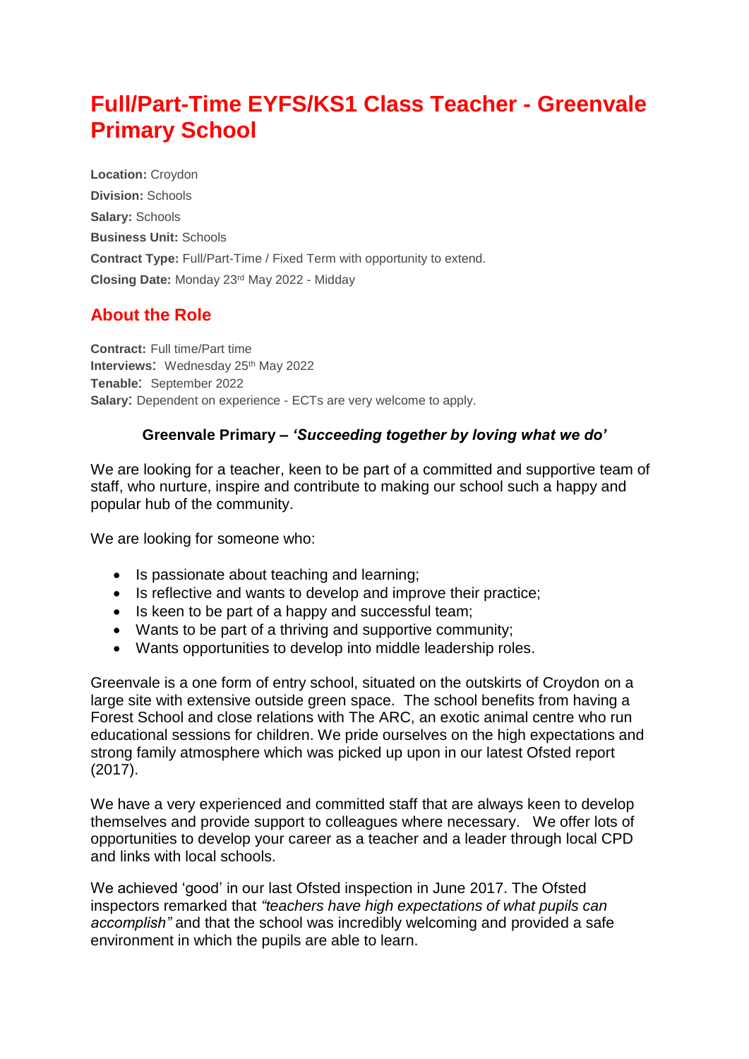# Full/Part-Time EYFS/KS1 Class Teacher - Greenvale Primary School

**Location:** Croydon
**Division:** Schools
**Salary:** Schools
**Business Unit:** Schools
**Contract Type:** Full/Part-Time / Fixed Term with opportunity to extend.
**Closing Date:** Monday 23rd May 2022 - Midday

## About the Role

**Contract:** Full time/Part time
**Interviews**: Wednesday 25th May 2022
**Tenable**: September 2022
**Salary**: Dependent on experience - ECTs are very welcome to apply.

**Greenvale Primary – *'Succeeding together by loving what we do'***

We are looking for a teacher, keen to be part of a committed and supportive team of staff, who nurture, inspire and contribute to making our school such a happy and popular hub of the community.

We are looking for someone who:

- Is passionate about teaching and learning;
- Is reflective and wants to develop and improve their practice;
- Is keen to be part of a happy and successful team;
- Wants to be part of a thriving and supportive community;
- Wants opportunities to develop into middle leadership roles.

Greenvale is a one form of entry school, situated on the outskirts of Croydon on a large site with extensive outside green space. The school benefits from having a Forest School and close relations with The ARC, an exotic animal centre who run educational sessions for children. We pride ourselves on the high expectations and strong family atmosphere which was picked up upon in our latest Ofsted report (2017).

We have a very experienced and committed staff that are always keen to develop themselves and provide support to colleagues where necessary. We offer lots of opportunities to develop your career as a teacher and a leader through local CPD and links with local schools.

We achieved 'good' in our last Ofsted inspection in June 2017. The Ofsted inspectors remarked that *"teachers have high expectations of what pupils can accomplish"* and that the school was incredibly welcoming and provided a safe environment in which the pupils are able to learn.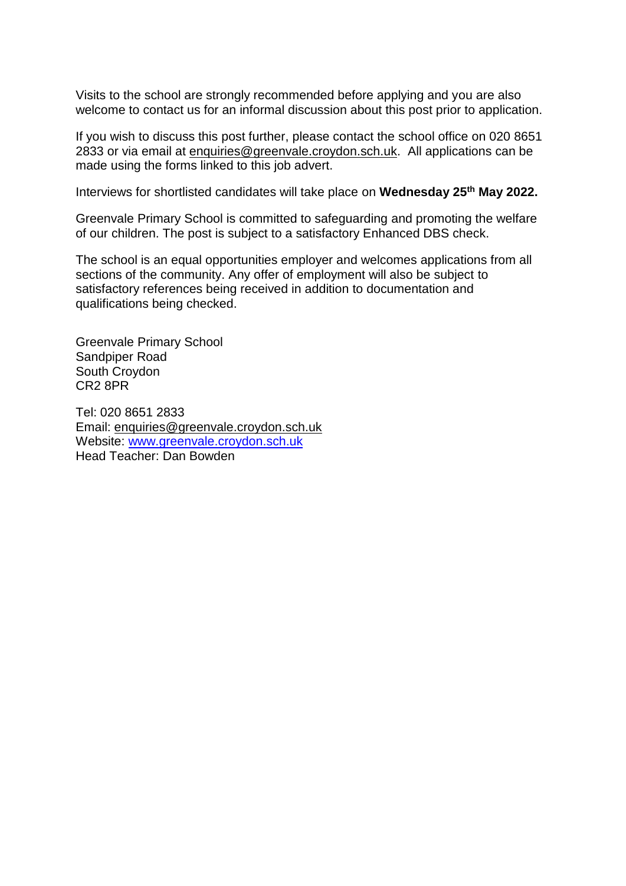Visits to the school are strongly recommended before applying and you are also welcome to contact us for an informal discussion about this post prior to application.

If you wish to discuss this post further, please contact the school office on 020 8651 2833 or via email at enquiries@greenvale.croydon.sch.uk. All applications can be made using the forms linked to this job advert.

Interviews for shortlisted candidates will take place on **Wednesday 25th May 2022.**

Greenvale Primary School is committed to safeguarding and promoting the welfare of our children. The post is subject to a satisfactory Enhanced DBS check.

The school is an equal opportunities employer and welcomes applications from all sections of the community. Any offer of employment will also be subject to satisfactory references being received in addition to documentation and qualifications being checked.

Greenvale Primary School  
Sandpiper Road  
South Croydon  
CR2 8PR

Tel: 020 8651 2833  
Email: enquiries@greenvale.croydon.sch.uk  
Website: www.greenvale.croydon.sch.uk  
Head Teacher: Dan Bowden